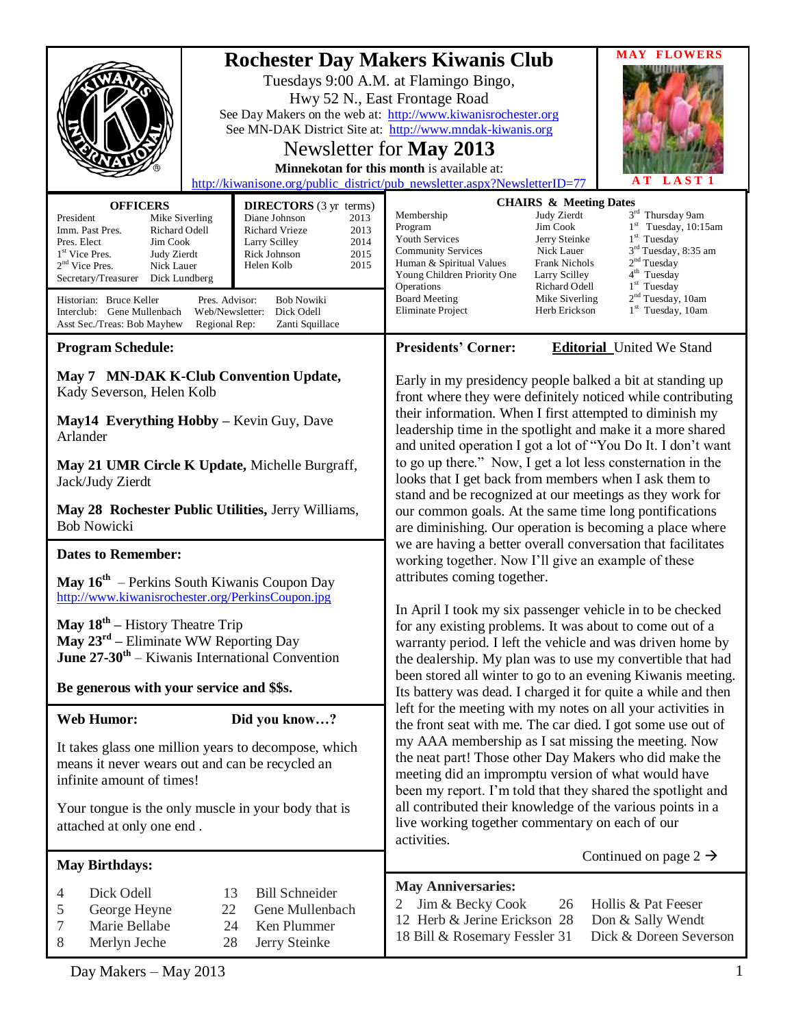# Rochester Day Makers Kiwanis Club

Tuesdays 9:00 A.M. at Flamingo Bingo,
Hwy 52 N., East Frontage Road
See Day Makers on the web at: http://www.kiwanisrochester.org
See MN-DAK District Site at: http://www.mndak-kiwanis.org

## Newsletter for May 2013

**Minnekotan for this month** is available at:
http://kiwanisone.org/public_district/pub_newsletter.aspx?NewsletterID=77

**MAY FLOWERS**

**AT LAST 1**

### OFFICERS

| | |
|---|---|
| President | Mike Siverling |
| Imm. Past Pres. | Richard Odell |
| Pres. Elect | Jim Cook |
| 1st Vice Pres. | Judy Zierdt |
| 2nd Vice Pres. | Nick Lauer |
| Secretary/Treasurer | Dick Lundberg |

### DIRECTORS (3 yr terms)

| | |
|---|---|
| Diane Johnson | 2013 |
| Richard Vrieze | 2013 |
| Larry Scilley | 2014 |
| Rick Johnson | 2015 |
| Helen Kolb | 2015 |

| | | | |
|---|---|---|---|
| Historian: | Bruce Keller | Pres. Advisor: | Bob Nowiki |
| Interclub: | Gene Mullenbach | Web/Newsletter: | Dick Odell |
| Asst Sec./Treas: | Bob Mayhew | Regional Rep: | Zanti Squillace |

### CHAIRS & Meeting Dates

| | | |
|---|---|---|
| Membership | Judy Zierdt | 3rd Thursday 9am |
| Program | Jim Cook | 1st Tuesday, 10:15am |
| Youth Services | Jerry Steinke | 1st Tuesday |
| Community Services | Nick Lauer | 3rd Tuesday, 8:35 am |
| Human & Spiritual Values | Frank Nichols | 2nd Tuesday |
| Young Children Priority One | Larry Scilley | 4th Tuesday |
| Operations | Richard Odell | 1st Tuesday |
| Board Meeting | Mike Siverling | 2nd Tuesday, 10am |
| Eliminate Project | Herb Erickson | 1st Tuesday, 10am |

## Program Schedule:

**May 7 MN-DAK K-Club Convention Update,** Kady Severson, Helen Kolb

**May14 Everything Hobby** – Kevin Guy, Dave Arlander

**May 21 UMR Circle K Update,** Michelle Burgraff, Jack/Judy Zierdt

**May 28 Rochester Public Utilities,** Jerry Williams, Bob Nowicki

## Dates to Remember:

**May 16th** – Perkins South Kiwanis Coupon Day
http://www.kiwanisrochester.org/PerkinsCoupon.jpg

**May 18th** – History Theatre Trip
**May 23rd** – Eliminate WW Reporting Day
**June 27-30th** – Kiwanis International Convention

**Be generous with your service and $$s.**

## Web Humor: Did you know…?

It takes glass one million years to decompose, which means it never wears out and can be recycled an infinite amount of times!

Your tongue is the only muscle in your body that is attached at only one end .

## May Birthdays:

| | | | |
|---|---|---|---|
| 4 | Dick Odell | 13 | Bill Schneider |
| 5 | George Heyne | 22 | Gene Mullenbach |
| 7 | Marie Bellabe | 24 | Ken Plummer |
| 8 | Merlyn Jeche | 28 | Jerry Steinke |

## Presidents' Corner: Editorial United We Stand

Early in my presidency people balked a bit at standing up front where they were definitely noticed while contributing their information. When I first attempted to diminish my leadership time in the spotlight and make it a more shared and united operation I got a lot of "You Do It. I don't want to go up there." Now, I get a lot less consternation in the looks that I get back from members when I ask them to stand and be recognized at our meetings as they work for our common goals. At the same time long pontifications are diminishing. Our operation is becoming a place where we are having a better overall conversation that facilitates working together. Now I'll give an example of these attributes coming together.

In April I took my six passenger vehicle in to be checked for any existing problems. It was about to come out of a warranty period. I left the vehicle and was driven home by the dealership. My plan was to use my convertible that had been stored all winter to go to an evening Kiwanis meeting. Its battery was dead. I charged it for quite a while and then left for the meeting with my notes on all your activities in the front seat with me. The car died. I got some use out of my AAA membership as I sat missing the meeting. Now the neat part! Those other Day Makers who did make the meeting did an impromptu version of what would have been my report. I'm told that they shared the spotlight and all contributed their knowledge of the various points in a live working together commentary on each of our activities.

Continued on page 2 →

## May Anniversaries:

| | | | |
|---|---|---|---|
| 2 | Jim & Becky Cook | 26 | Hollis & Pat Feeser |
| 12 | Herb & Jerine Erickson | 28 | Don & Sally Wendt |
| 18 | Bill & Rosemary Fessler | 31 | Dick & Doreen Severson |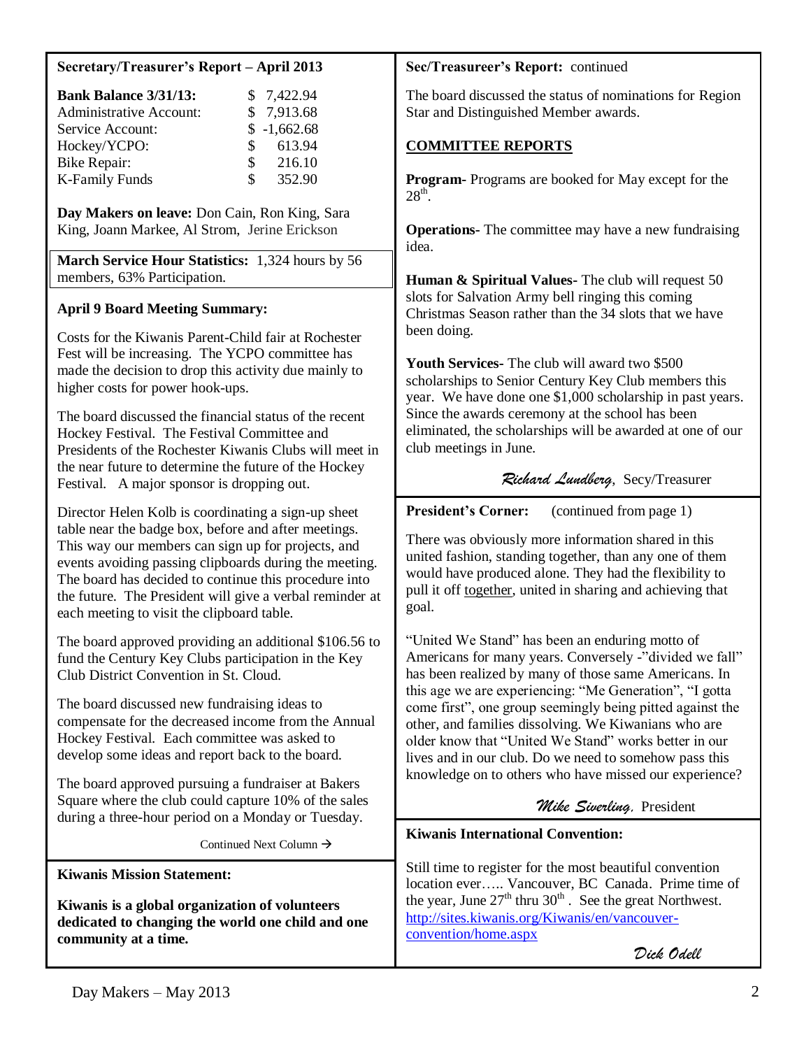## Secretary/Treasurer's Report – April 2013

| | |
|---|---|
| **Bank Balance 3/31/13:** | $ 7,422.94 |
| Administrative Account: | $ 7,913.68 |
| Service Account: | $ -1,662.68 |
| Hockey/YCPO: | $ 613.94 |
| Bike Repair: | $ 216.10 |
| K-Family Funds | $ 352.90 |

**Day Makers on leave:** Don Cain, Ron King, Sara King, Joann Markee, Al Strom, Jerine Erickson

**March Service Hour Statistics:** 1,324 hours by 56 members, 63% Participation.

### April 9 Board Meeting Summary:

Costs for the Kiwanis Parent-Child fair at Rochester Fest will be increasing. The YCPO committee has made the decision to drop this activity due mainly to higher costs for power hook-ups.

The board discussed the financial status of the recent Hockey Festival. The Festival Committee and Presidents of the Rochester Kiwanis Clubs will meet in the near future to determine the future of the Hockey Festival. A major sponsor is dropping out.

Director Helen Kolb is coordinating a sign-up sheet table near the badge box, before and after meetings. This way our members can sign up for projects, and events avoiding passing clipboards during the meeting. The board has decided to continue this procedure into the future. The President will give a verbal reminder at each meeting to visit the clipboard table.

The board approved providing an additional $106.56 to fund the Century Key Clubs participation in the Key Club District Convention in St. Cloud.

The board discussed new fundraising ideas to compensate for the decreased income from the Annual Hockey Festival. Each committee was asked to develop some ideas and report back to the board.

The board approved pursuing a fundraiser at Bakers Square where the club could capture 10% of the sales during a three-hour period on a Monday or Tuesday.

Continued Next Column →

**Sec/Treasureer's Report:** continued

The board discussed the status of nominations for Region Star and Distinguished Member awards.

### COMMITTEE REPORTS

**Program-** Programs are booked for May except for the 28th.

**Operations-** The committee may have a new fundraising idea.

**Human & Spiritual Values-** The club will request 50 slots for Salvation Army bell ringing this coming Christmas Season rather than the 34 slots that we have been doing.

**Youth Services-** The club will award two $500 scholarships to Senior Century Key Club members this year. We have done one $1,000 scholarship in past years. Since the awards ceremony at the school has been eliminated, the scholarships will be awarded at one of our club meetings in June.

*Richard Lundberg*, Secy/Treasurer

## Kiwanis Mission Statement:

**Kiwanis is a global organization of volunteers dedicated to changing the world one child and one community at a time.**

## President's Corner: (continued from page 1)

There was obviously more information shared in this united fashion, standing together, than any one of them would have produced alone. They had the flexibility to pull it off together, united in sharing and achieving that goal.

"United We Stand" has been an enduring motto of Americans for many years. Conversely -"divided we fall" has been realized by many of those same Americans. In this age we are experiencing: "Me Generation", "I gotta come first", one group seemingly being pitted against the other, and families dissolving. We Kiwanians who are older know that "United We Stand" works better in our lives and in our club. Do we need to somehow pass this knowledge on to others who have missed our experience?

*Mike Siverling*, President

## Kiwanis International Convention:

Still time to register for the most beautiful convention location ever….. Vancouver, BC Canada. Prime time of the year, June 27th thru 30th. See the great Northwest. http://sites.kiwanis.org/Kiwanis/en/vancouver-convention/home.aspx

*Dick Odell*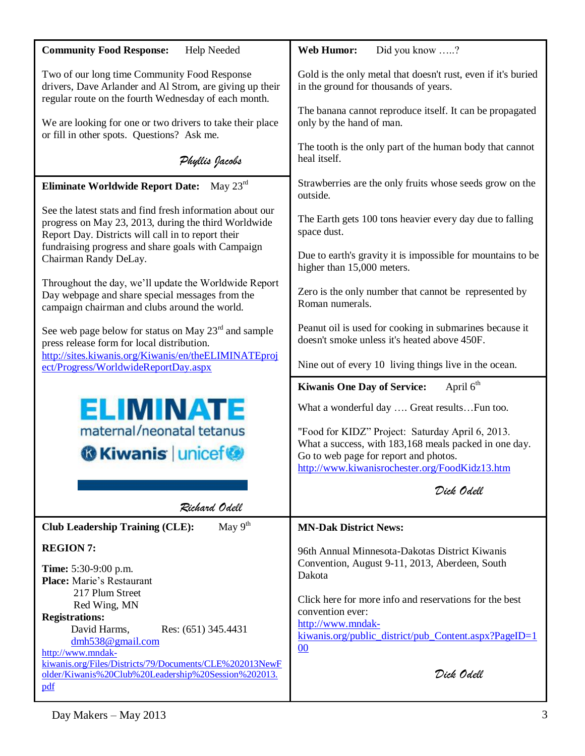**Community Food Response:** Help Needed

Two of our long time Community Food Response drivers, Dave Arlander and Al Strom, are giving up their regular route on the fourth Wednesday of each month.

We are looking for one or two drivers to take their place or fill in other spots. Questions? Ask me.

*Phyllis Jacobs*

**Eliminate Worldwide Report Date:** May 23rd

See the latest stats and find fresh information about our progress on May 23, 2013, during the third Worldwide Report Day. Districts will call in to report their fundraising progress and share goals with Campaign Chairman Randy DeLay.

Throughout the day, we'll update the Worldwide Report Day webpage and share special messages from the campaign chairman and clubs around the world.

See web page below for status on May 23rd and sample press release form for local distribution.
http://sites.kiwanis.org/Kiwanis/en/theELIMINATEproject/Progress/WorldwideReportDay.aspx

ELIMINATE
maternal/neonatal tetanus
Kiwanis | unicef

*Richard Odell*

**Club Leadership Training (CLE):** May 9th

**REGION 7:**

**Time:** 5:30-9:00 p.m.
**Place:** Marie's Restaurant
217 Plum Street
Red Wing, MN
**Registrations:**
David Harms, Res: (651) 345.4431
dmh538@gmail.com
http://www.mndak-kiwanis.org/Files/Districts/79/Documents/CLE%202013NewFolder/Kiwanis%20Club%20Leadership%20Session%202013.pdf

**Web Humor:** Did you know .....?

Gold is the only metal that doesn't rust, even if it's buried in the ground for thousands of years.

The banana cannot reproduce itself. It can be propagated only by the hand of man.

The tooth is the only part of the human body that cannot heal itself.

Strawberries are the only fruits whose seeds grow on the outside.

The Earth gets 100 tons heavier every day due to falling space dust.

Due to earth's gravity it is impossible for mountains to be higher than 15,000 meters.

Zero is the only number that cannot be represented by Roman numerals.

Peanut oil is used for cooking in submarines because it doesn't smoke unless it's heated above 450F.

Nine out of every 10 living things live in the ocean.

**Kiwanis One Day of Service:** April 6th

What a wonderful day .... Great results...Fun too.

"Food for KIDZ" Project: Saturday April 6, 2013. What a success, with 183,168 meals packed in one day. Go to web page for report and photos.
http://www.kiwanisrochester.org/FoodKidz13.htm

*Dick Odell*

**MN-Dak District News:**

96th Annual Minnesota-Dakotas District Kiwanis Convention, August 9-11, 2013, Aberdeen, South Dakota

Click here for more info and reservations for the best convention ever:
http://www.mndak-kiwanis.org/public_district/pub_Content.aspx?PageID=100

*Dick Odell*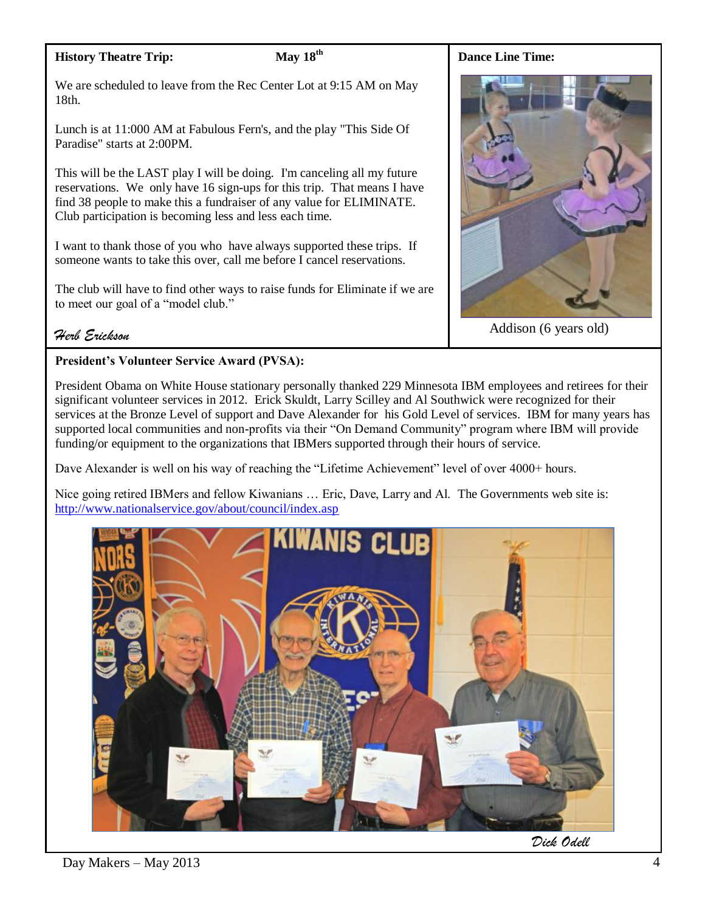**History Theatre Trip:** **May 18th**

We are scheduled to leave from the Rec Center Lot at 9:15 AM on May 18th.

Lunch is at 11:000 AM at Fabulous Fern's, and the play "This Side Of Paradise" starts at 2:00PM.

This will be the LAST play I will be doing. I'm canceling all my future reservations. We only have 16 sign-ups for this trip. That means I have find 38 people to make this a fundraiser of any value for ELIMINATE. Club participation is becoming less and less each time.

I want to thank those of you who have always supported these trips. If someone wants to take this over, call me before I cancel reservations.

The club will have to find other ways to raise funds for Eliminate if we are to meet our goal of a "model club."

*Herb Erickson*

**Dance Line Time:**

Addison (6 years old)

**President's Volunteer Service Award (PVSA):**

President Obama on White House stationary personally thanked 229 Minnesota IBM employees and retirees for their significant volunteer services in 2012. Erick Skuldt, Larry Scilley and Al Southwick were recognized for their services at the Bronze Level of support and Dave Alexander for his Gold Level of services. IBM for many years has supported local communities and non-profits via their "On Demand Community" program where IBM will provide funding/or equipment to the organizations that IBMers supported through their hours of service.

Dave Alexander is well on his way of reaching the "Lifetime Achievement" level of over 4000+ hours.

Nice going retired IBMers and fellow Kiwanians … Eric, Dave, Larry and Al. The Governments web site is: http://www.nationalservice.gov/about/council/index.asp

*Dick Odell*